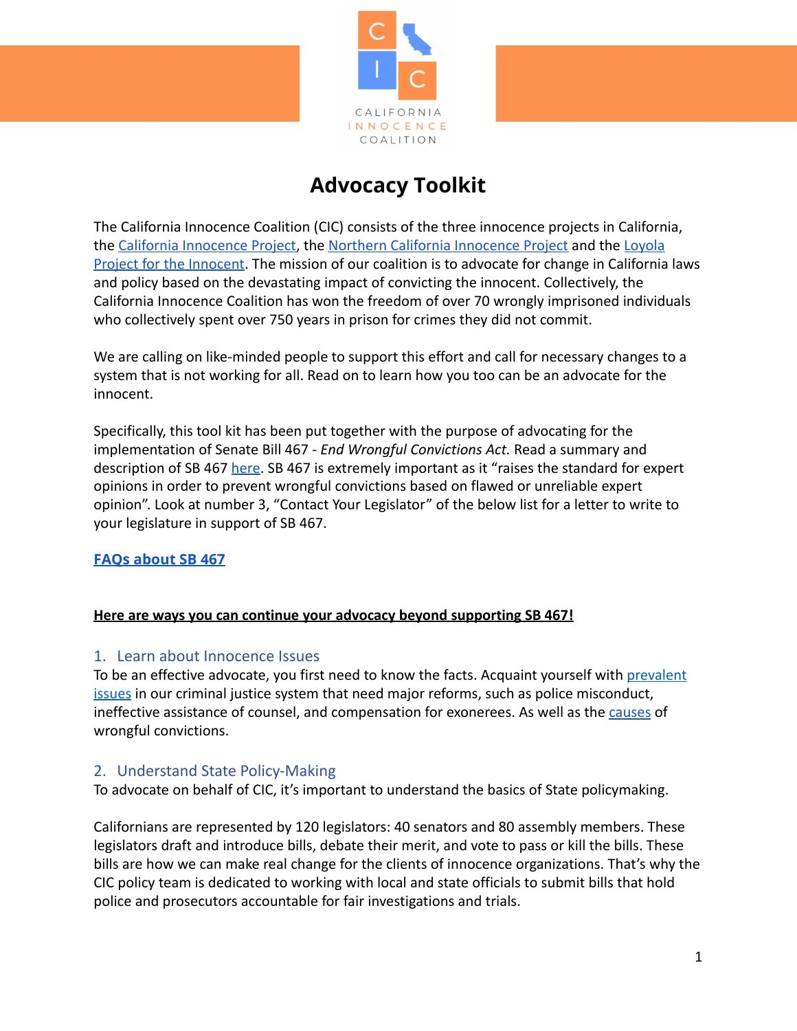# Advocacy Toolkit

The California Innocence Coalition (CIC) consists of the three innocence projects in California, the California Innocence Project, the Northern California Innocence Project and the Loyola Project for the Innocent. The mission of our coalition is to advocate for change in California laws and policy based on the devastating impact of convicting the innocent. Collectively, the California Innocence Coalition has won the freedom of over 70 wrongly imprisoned individuals who collectively spent over 750 years in prison for crimes they did not commit.

We are calling on like-minded people to support this effort and call for necessary changes to a system that is not working for all. Read on to learn how you too can be an advocate for the innocent.

Specifically, this tool kit has been put together with the purpose of advocating for the implementation of Senate Bill 467 - *End Wrongful Convictions Act.* Read a summary and description of SB 467 here. SB 467 is extremely important as it "raises the standard for expert opinions in order to prevent wrongful convictions based on flawed or unreliable expert opinion". Look at number 3, "Contact Your Legislator" of the below list for a letter to write to your legislature in support of SB 467.

**FAQs about SB 467**

**Here are ways you can continue your advocacy beyond supporting SB 467!**

## 1. Learn about Innocence Issues

To be an effective advocate, you first need to know the facts. Acquaint yourself with prevalent issues in our criminal justice system that need major reforms, such as police misconduct, ineffective assistance of counsel, and compensation for exonerees. As well as the causes of wrongful convictions.

## 2. Understand State Policy-Making

To advocate on behalf of CIC, it's important to understand the basics of State policymaking.

Californians are represented by 120 legislators: 40 senators and 80 assembly members. These legislators draft and introduce bills, debate their merit, and vote to pass or kill the bills. These bills are how we can make real change for the clients of innocence organizations. That's why the CIC policy team is dedicated to working with local and state officials to submit bills that hold police and prosecutors accountable for fair investigations and trials.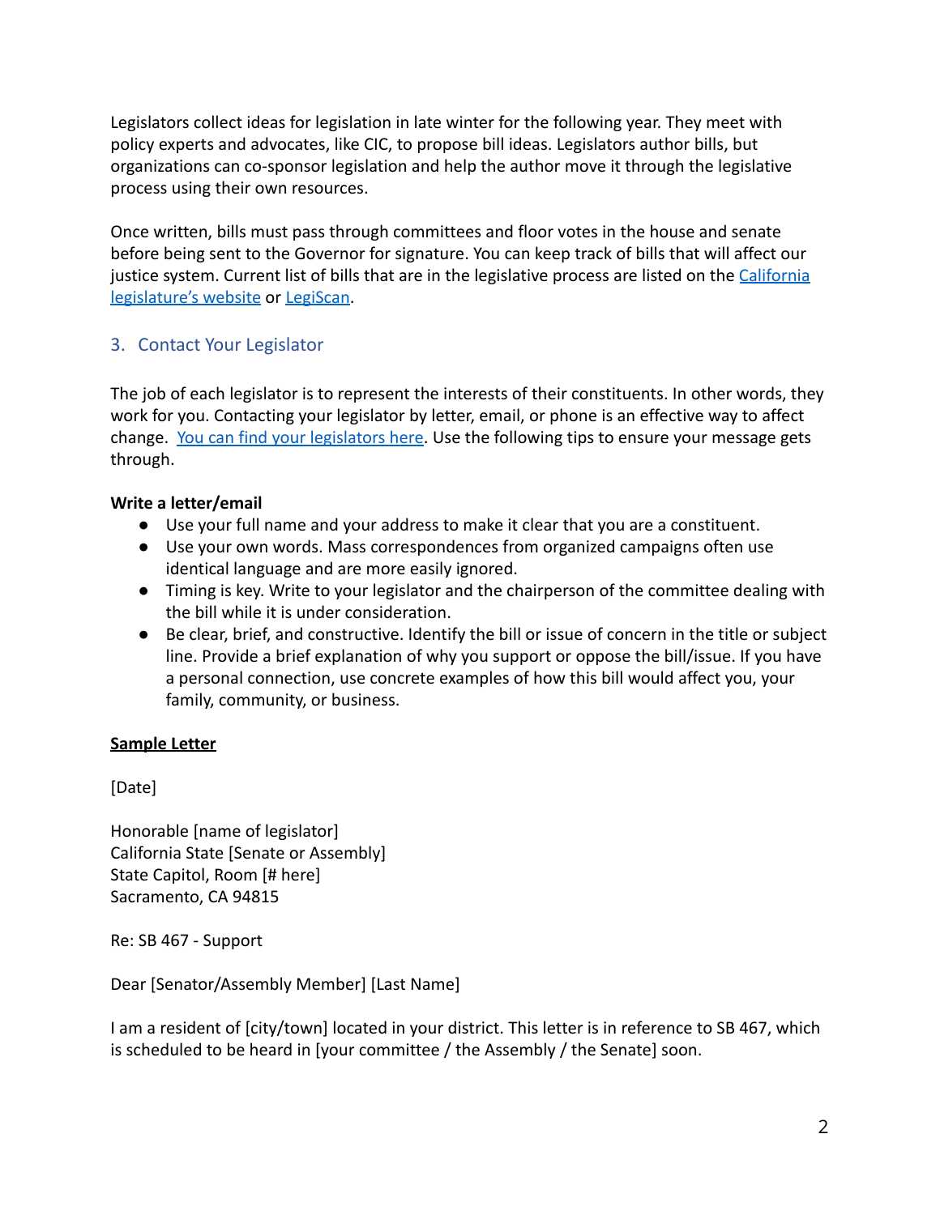Legislators collect ideas for legislation in late winter for the following year. They meet with policy experts and advocates, like CIC, to propose bill ideas. Legislators author bills, but organizations can co-sponsor legislation and help the author move it through the legislative process using their own resources.

Once written, bills must pass through committees and floor votes in the house and senate before being sent to the Governor for signature. You can keep track of bills that will affect our justice system. Current list of bills that are in the legislative process are listed on the California legislature's website or LegiScan.

## 3. Contact Your Legislator

The job of each legislator is to represent the interests of their constituents. In other words, they work for you. Contacting your legislator by letter, email, or phone is an effective way to affect change. You can find your legislators here. Use the following tips to ensure your message gets through.

**Write a letter/email**

- Use your full name and your address to make it clear that you are a constituent.
- Use your own words. Mass correspondences from organized campaigns often use identical language and are more easily ignored.
- Timing is key. Write to your legislator and the chairperson of the committee dealing with the bill while it is under consideration.
- Be clear, brief, and constructive. Identify the bill or issue of concern in the title or subject line. Provide a brief explanation of why you support or oppose the bill/issue. If you have a personal connection, use concrete examples of how this bill would affect you, your family, community, or business.

**Sample Letter**

[Date]

Honorable [name of legislator]
California State [Senate or Assembly]
State Capitol, Room [# here]
Sacramento, CA 94815

Re: SB 467 - Support

Dear [Senator/Assembly Member] [Last Name]

I am a resident of [city/town] located in your district. This letter is in reference to SB 467, which is scheduled to be heard in [your committee / the Assembly / the Senate] soon.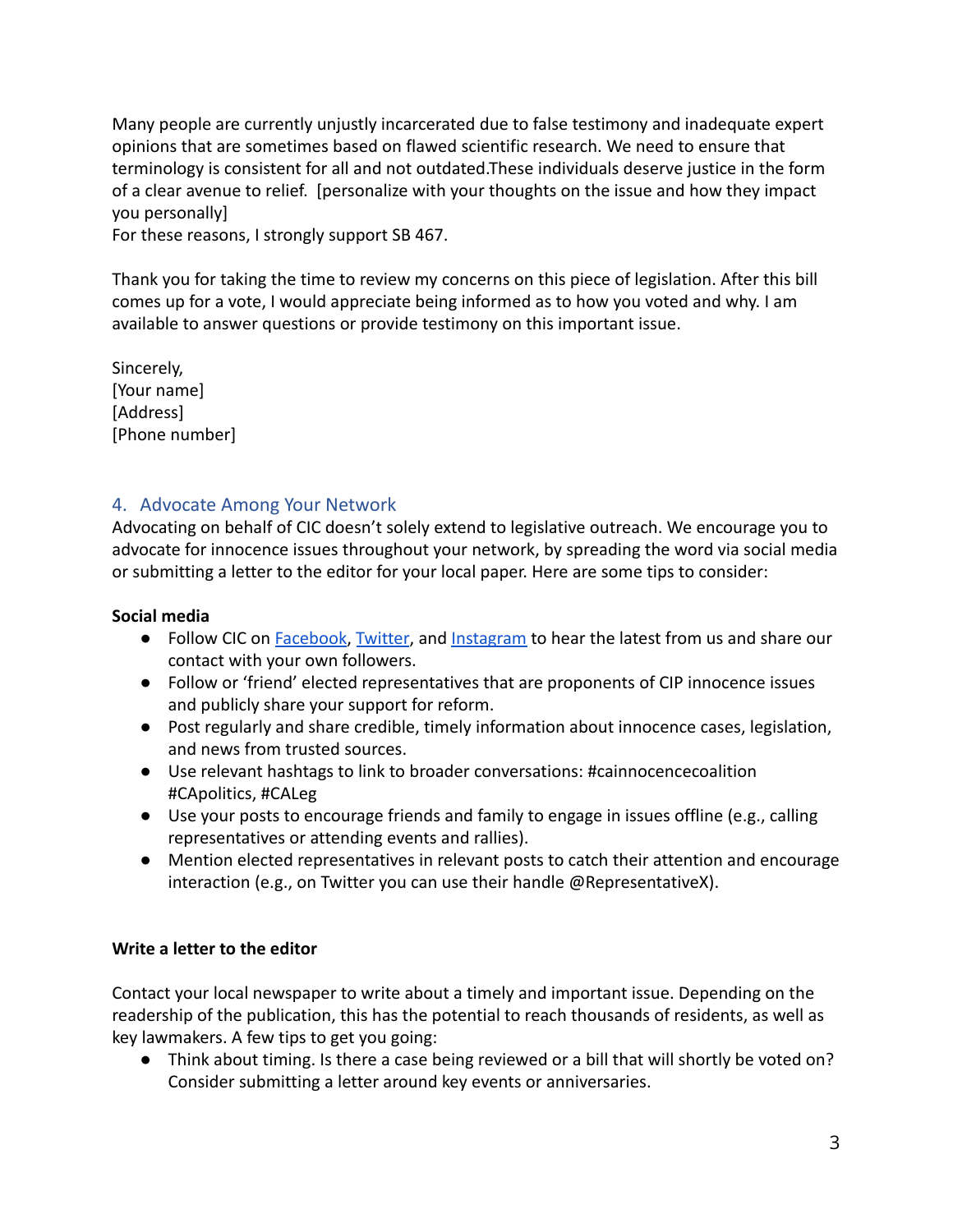Many people are currently unjustly incarcerated due to false testimony and inadequate expert opinions that are sometimes based on flawed scientific research. We need to ensure that terminology is consistent for all and not outdated.These individuals deserve justice in the form of a clear avenue to relief. [personalize with your thoughts on the issue and how they impact you personally]
For these reasons, I strongly support SB 467.

Thank you for taking the time to review my concerns on this piece of legislation. After this bill comes up for a vote, I would appreciate being informed as to how you voted and why. I am available to answer questions or provide testimony on this important issue.

Sincerely,
[Your name]
[Address]
[Phone number]

## 4. Advocate Among Your Network

Advocating on behalf of CIC doesn't solely extend to legislative outreach. We encourage you to advocate for innocence issues throughout your network, by spreading the word via social media or submitting a letter to the editor for your local paper. Here are some tips to consider:

**Social media**

- Follow CIC on Facebook, Twitter, and Instagram to hear the latest from us and share our contact with your own followers.
- Follow or 'friend' elected representatives that are proponents of CIP innocence issues and publicly share your support for reform.
- Post regularly and share credible, timely information about innocence cases, legislation, and news from trusted sources.
- Use relevant hashtags to link to broader conversations: #cainnocencecoalition #CApolitics, #CALeg
- Use your posts to encourage friends and family to engage in issues offline (e.g., calling representatives or attending events and rallies).
- Mention elected representatives in relevant posts to catch their attention and encourage interaction (e.g., on Twitter you can use their handle @RepresentativeX).

**Write a letter to the editor**

Contact your local newspaper to write about a timely and important issue. Depending on the readership of the publication, this has the potential to reach thousands of residents, as well as key lawmakers. A few tips to get you going:

- Think about timing. Is there a case being reviewed or a bill that will shortly be voted on? Consider submitting a letter around key events or anniversaries.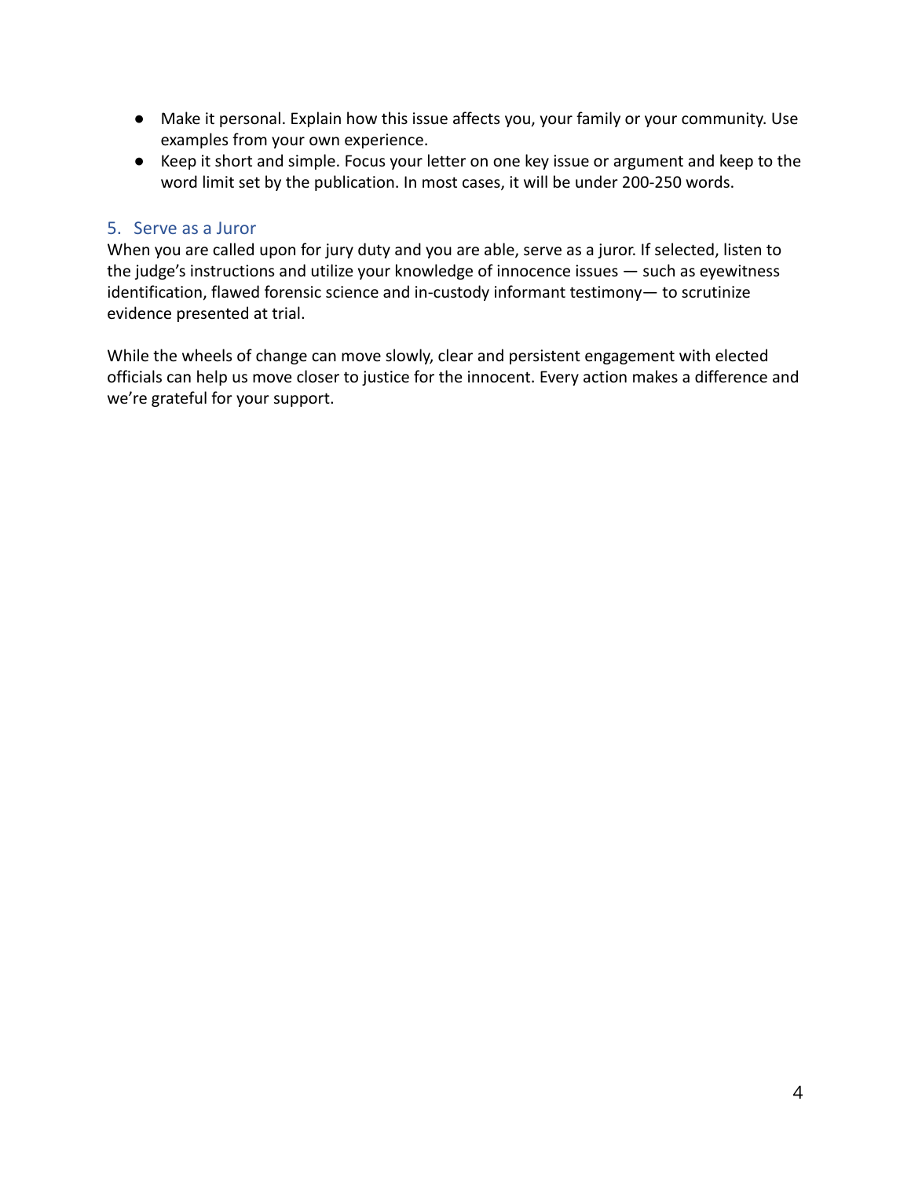- Make it personal. Explain how this issue affects you, your family or your community. Use examples from your own experience.
- Keep it short and simple. Focus your letter on one key issue or argument and keep to the word limit set by the publication. In most cases, it will be under 200-250 words.

## 5. Serve as a Juror

When you are called upon for jury duty and you are able, serve as a juror. If selected, listen to the judge's instructions and utilize your knowledge of innocence issues — such as eyewitness identification, flawed forensic science and in-custody informant testimony— to scrutinize evidence presented at trial.

While the wheels of change can move slowly, clear and persistent engagement with elected officials can help us move closer to justice for the innocent. Every action makes a difference and we're grateful for your support.